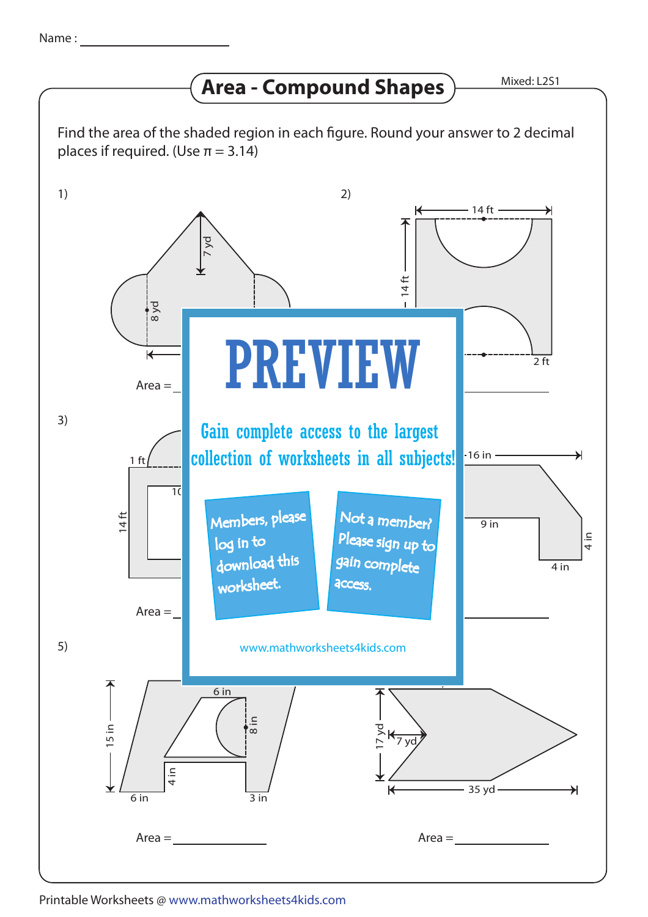Name : ____________________

# Area - Compound Shapes

Mixed: L2S1

Find the area of the shaded region in each figure. Round your answer to 2 decimal places if required. (Use π = 3.14)

1)

7 yd

8 yd

Area = ____________

2)

14 ft

14 ft

2 ft

Area = ____________

3)

1 ft

14 ft

Area = ____________

4)

16 in

9 in

4 in

4 in

Area = ____________

# PREVIEW

Gain complete access to the largest collection of worksheets in all subjects!

Members, please log in to download this worksheet.

Not a member? Please sign up to gain complete access.

www.mathworksheets4kids.com

5)

15 in

6 in

8 in

4 in

6 in

3 in

Area = ____________

6)

17 yd

7 yd

35 yd

Area = ____________

Printable Worksheets @ www.mathworksheets4kids.com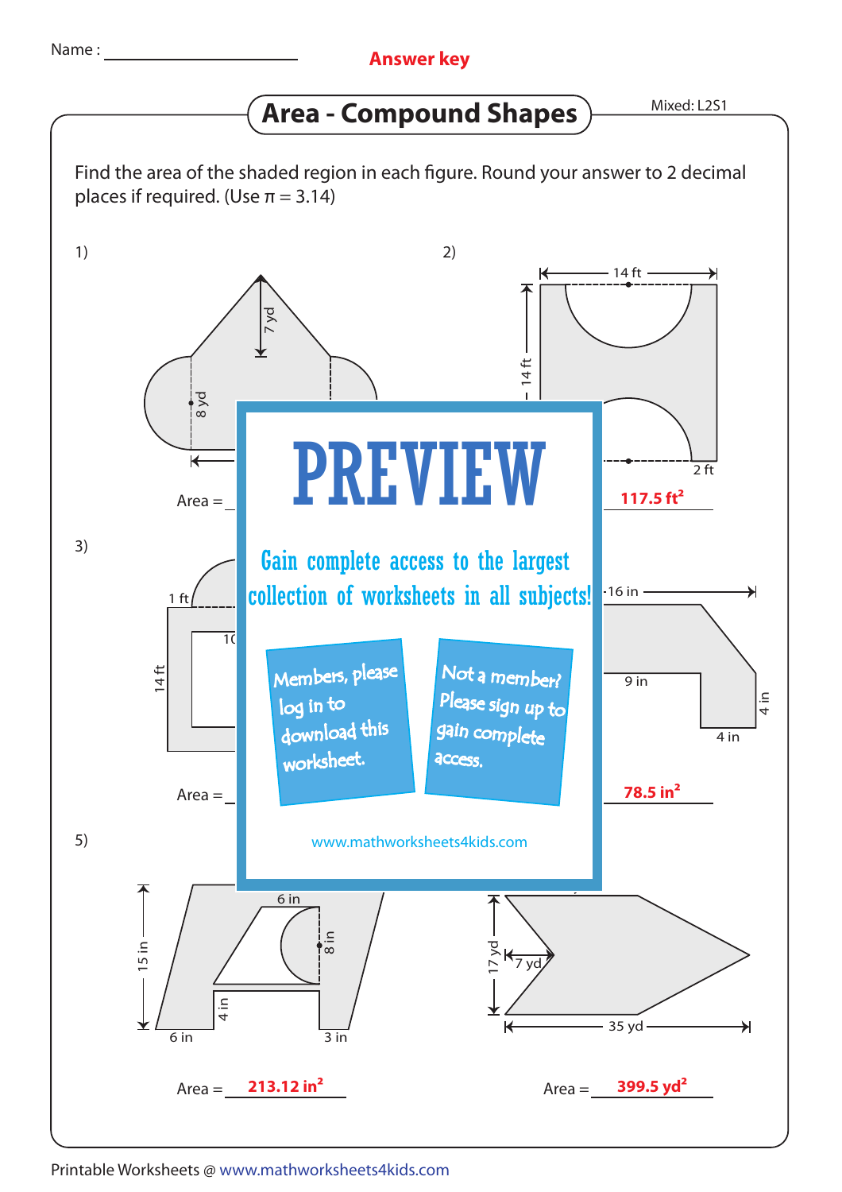Name : ____________________

**Answer key**

# Area - Compound Shapes

Mixed: L2S1

Find the area of the shaded region in each figure. Round your answer to 2 decimal places if required. (Use $\pi = 3.14$)

1)

7 yd

8 yd

Area = ______

2)

14 ft

14 ft

2 ft

**117.5 ft²**

3)

1 ft

10

14 ft

Area = ______

4)

16 in

9 in

4 in

4 in

**78.5 in²**

PREVIEW

Gain complete access to the largest collection of worksheets in all subjects!

Members, please log in to download this worksheet.

Not a member? Please sign up to gain complete access.

www.mathworksheets4kids.com

5)

15 in

6 in

8 in

4 in

6 in

3 in

Area = **213.12 in²**

6)

17 yd

7 yd

35 yd

Area = **399.5 yd²**

Printable Worksheets @ www.mathworksheets4kids.com